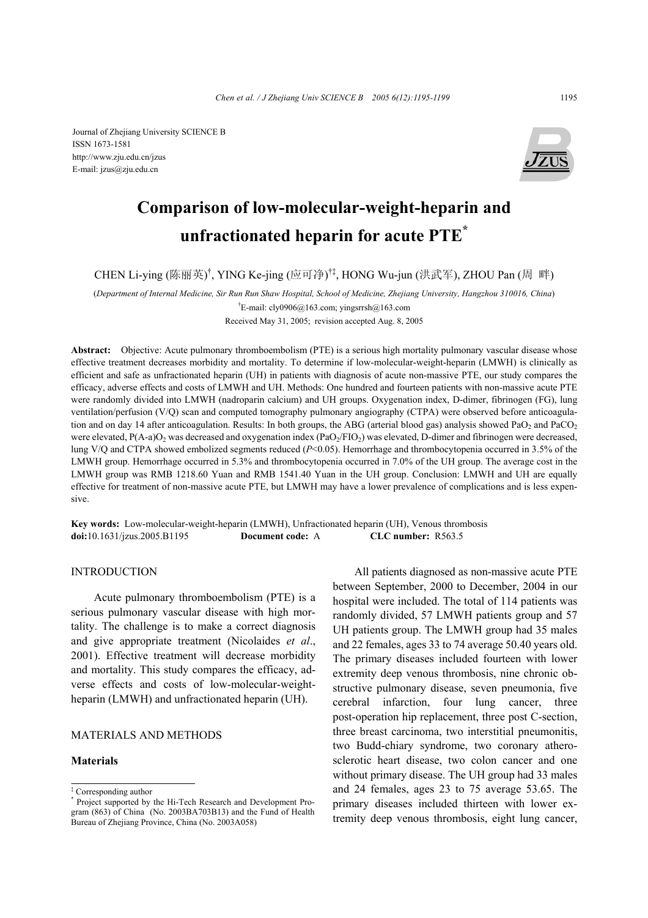Journal of Zhejiang University SCIENCE B
ISSN 1673-1581
http://www.zju.edu.cn/jzus
E-mail: jzus@zju.edu.cn

# Comparison of low-molecular-weight-heparin and unfractionated heparin for acute PTE*

CHEN Li-ying (陈丽英)[†], YING Ke-jing (应可净)[†‡], HONG Wu-jun (洪武军), ZHOU Pan (周 畔)

(*Department of Internal Medicine, Sir Run Run Shaw Hospital, School of Medicine, Zhejiang University, Hangzhou 310016, China*)

[†]E-mail: cly0906@163.com; yingsrrsh@163.com

Received May 31, 2005; revision accepted Aug. 8, 2005

**Abstract:** Objective: Acute pulmonary thromboembolism (PTE) is a serious high mortality pulmonary vascular disease whose effective treatment decreases morbidity and mortality. To determine if low-molecular-weight-heparin (LMWH) is clinically as efficient and safe as unfractionated heparin (UH) in patients with diagnosis of acute non-massive PTE, our study compares the efficacy, adverse effects and costs of LMWH and UH. Methods: One hundred and fourteen patients with non-massive acute PTE were randomly divided into LMWH (nadroparin calcium) and UH groups. Oxygenation index, D-dimer, fibrinogen (FG), lung ventilation/perfusion (V/Q) scan and computed tomography pulmonary angiography (CTPA) were observed before anticoagulation and on day 14 after anticoagulation. Results: In both groups, the ABG (arterial blood gas) analysis showed $PaO_2$ and $PaCO_2$ were elevated, $P(A\text{-}a)O_2$ was decreased and oxygenation index ($PaO_2/FIO_2$) was elevated, D-dimer and fibrinogen were decreased, lung V/Q and CTPA showed embolized segments reduced ($P<0.05$). Hemorrhage and thrombocytopenia occurred in 3.5% of the LMWH group. Hemorrhage occurred in 5.3% and thrombocytopenia occurred in 7.0% of the UH group. The average cost in the LMWH group was RMB 1218.60 Yuan and RMB 1541.40 Yuan in the UH group. Conclusion: LMWH and UH are equally effective for treatment of non-massive acute PTE, but LMWH may have a lower prevalence of complications and is less expensive.

**Key words:** Low-molecular-weight-heparin (LMWH), Unfractionated heparin (UH), Venous thrombosis

**doi:**10.1631/jzus.2005.B1195 **Document code:** A **CLC number:** R563.5

## INTRODUCTION

Acute pulmonary thromboembolism (PTE) is a serious pulmonary vascular disease with high mortality. The challenge is to make a correct diagnosis and give appropriate treatment (Nicolaides *et al*., 2001). Effective treatment will decrease morbidity and mortality. This study compares the efficacy, adverse effects and costs of low-molecular-weight-heparin (LMWH) and unfractionated heparin (UH).

## MATERIALS AND METHODS

### Materials

All patients diagnosed as non-massive acute PTE between September, 2000 to December, 2004 in our hospital were included. The total of 114 patients was randomly divided, 57 LMWH patients group and 57 UH patients group. The LMWH group had 35 males and 22 females, ages 33 to 74 average 50.40 years old. The primary diseases included fourteen with lower extremity deep venous thrombosis, nine chronic obstructive pulmonary disease, seven pneumonia, five cerebral infarction, four lung cancer, three post-operation hip replacement, three post C-section, three breast carcinoma, two interstitial pneumonitis, two Budd-chiary syndrome, two coronary atherosclerotic heart disease, two colon cancer and one without primary disease. The UH group had 33 males and 24 females, ages 23 to 75 average 53.65. The primary diseases included thirteen with lower extremity deep venous thrombosis, eight lung cancer,

---

‡ Corresponding author

\* Project supported by the Hi-Tech Research and Development Program (863) of China (No. 2003BA703B13) and the Fund of Health Bureau of Zhejiang Province, China (No. 2003A058)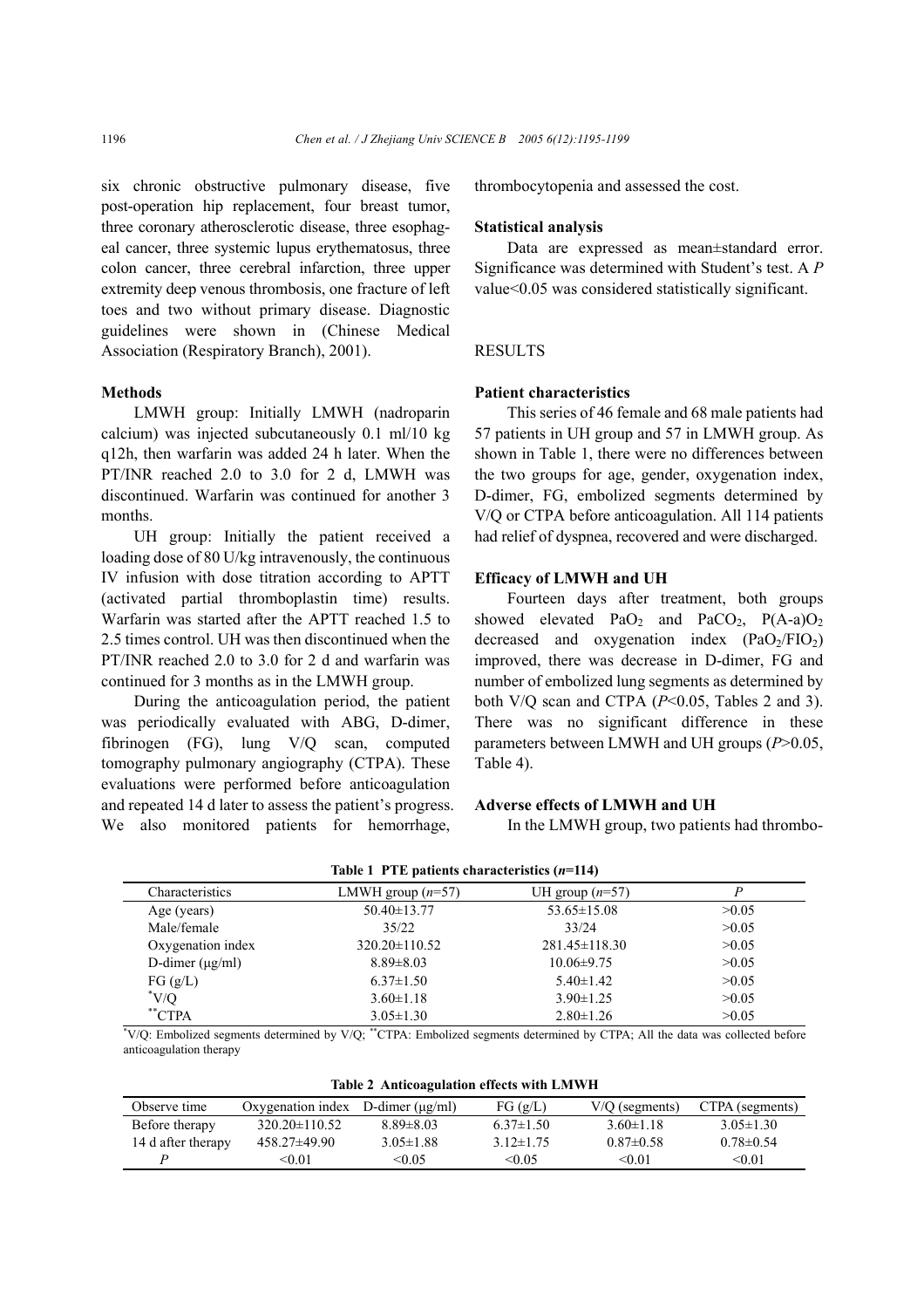six chronic obstructive pulmonary disease, five post-operation hip replacement, four breast tumor, three coronary atherosclerotic disease, three esophageal cancer, three systemic lupus erythematosus, three colon cancer, three cerebral infarction, three upper extremity deep venous thrombosis, one fracture of left toes and two without primary disease. Diagnostic guidelines were shown in (Chinese Medical Association (Respiratory Branch), 2001).

### Methods

LMWH group: Initially LMWH (nadroparin calcium) was injected subcutaneously 0.1 ml/10 kg q12h, then warfarin was added 24 h later. When the PT/INR reached 2.0 to 3.0 for 2 d, LMWH was discontinued. Warfarin was continued for another 3 months.

UH group: Initially the patient received a loading dose of 80 U/kg intravenously, the continuous IV infusion with dose titration according to APTT (activated partial thromboplastin time) results. Warfarin was started after the APTT reached 1.5 to 2.5 times control. UH was then discontinued when the PT/INR reached 2.0 to 3.0 for 2 d and warfarin was continued for 3 months as in the LMWH group.

During the anticoagulation period, the patient was periodically evaluated with ABG, D-dimer, fibrinogen (FG), lung V/Q scan, computed tomography pulmonary angiography (CTPA). These evaluations were performed before anticoagulation and repeated 14 d later to assess the patient's progress. We also monitored patients for hemorrhage, thrombocytopenia and assessed the cost.

### Statistical analysis

Data are expressed as mean±standard error. Significance was determined with Student's test. A *P* value<0.05 was considered statistically significant.

## RESULTS

### Patient characteristics

This series of 46 female and 68 male patients had 57 patients in UH group and 57 in LMWH group. As shown in Table 1, there were no differences between the two groups for age, gender, oxygenation index, D-dimer, FG, embolized segments determined by V/Q or CTPA before anticoagulation. All 114 patients had relief of dyspnea, recovered and were discharged.

### Efficacy of LMWH and UH

Fourteen days after treatment, both groups showed elevated $PaO_2$ and $PaCO_2$, $P(A\text{-}a)O_2$ decreased and oxygenation index ($PaO_2/FIO_2$) improved, there was decrease in D-dimer, FG and number of embolized lung segments as determined by both V/Q scan and CTPA ($P<0.05$, Tables 2 and 3). There was no significant difference in these parameters between LMWH and UH groups ($P>0.05$, Table 4).

### Adverse effects of LMWH and UH

In the LMWH group, two patients had thrombo-

**Table 1 PTE patients characteristics ($n$=114)**

| Characteristics | LMWH group ($n$=57) | UH group ($n$=57) | $P$ |
|---|---|---|---|
| Age (years) | 50.40±13.77 | 53.65±15.08 | >0.05 |
| Male/female | 35/22 | 33/24 | >0.05 |
| Oxygenation index | 320.20±110.52 | 281.45±118.30 | >0.05 |
| D-dimer (μg/ml) | 8.89±8.03 | 10.06±9.75 | >0.05 |
| FG (g/L) | 6.37±1.50 | 5.40±1.42 | >0.05 |
| *V/Q | 3.60±1.18 | 3.90±1.25 | >0.05 |
| **CTPA | 3.05±1.30 | 2.80±1.26 | >0.05 |

*V/Q: Embolized segments determined by V/Q; **CTPA: Embolized segments determined by CTPA; All the data was collected before anticoagulation therapy

**Table 2 Anticoagulation effects with LMWH**

| Observe time | Oxygenation index | D-dimer (μg/ml) | FG (g/L) | V/Q (segments) | CTPA (segments) |
|---|---|---|---|---|---|
| Before therapy | 320.20±110.52 | 8.89±8.03 | 6.37±1.50 | 3.60±1.18 | 3.05±1.30 |
| 14 d after therapy | 458.27±49.90 | 3.05±1.88 | 3.12±1.75 | 0.87±0.58 | 0.78±0.54 |
| $P$ | <0.01 | <0.05 | <0.05 | <0.01 | <0.01 |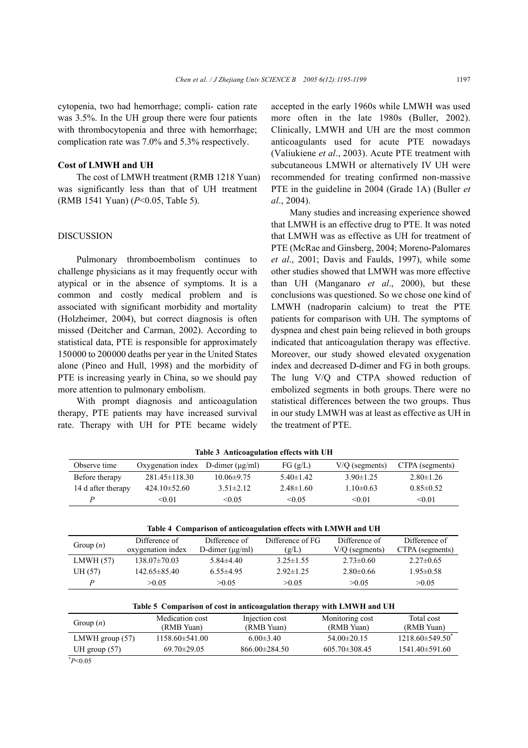cytopenia, two had hemorrhage; compli- cation rate was 3.5%. In the UH group there were four patients with thrombocytopenia and three with hemorrhage; complication rate was 7.0% and 5.3% respectively.

### Cost of LMWH and UH

The cost of LMWH treatment (RMB 1218 Yuan) was significantly less than that of UH treatment (RMB 1541 Yuan) ($P<0.05$, Table 5).

## DISCUSSION

Pulmonary thromboembolism continues to challenge physicians as it may frequently occur with atypical or in the absence of symptoms. It is a common and costly medical problem and is associated with significant morbidity and mortality (Holzheimer, 2004), but correct diagnosis is often missed (Deitcher and Carman, 2002). According to statistical data, PTE is responsible for approximately 150000 to 200000 deaths per year in the United States alone (Pineo and Hull, 1998) and the morbidity of PTE is increasing yearly in China, so we should pay more attention to pulmonary embolism.

With prompt diagnosis and anticoagulation therapy, PTE patients may have increased survival rate. Therapy with UH for PTE became widely accepted in the early 1960s while LMWH was used more often in the late 1980s (Buller, 2002). Clinically, LMWH and UH are the most common anticoagulants used for acute PTE nowadays (Valiukiene *et al*., 2003). Acute PTE treatment with subcutaneous LMWH or alternatively IV UH were recommended for treating confirmed non-massive PTE in the guideline in 2004 (Grade 1A) (Buller *et al*., 2004).

Many studies and increasing experience showed that LMWH is an effective drug to PTE. It was noted that LMWH was as effective as UH for treatment of PTE (McRae and Ginsberg, 2004; Moreno-Palomares *et al*., 2001; Davis and Faulds, 1997), while some other studies showed that LMWH was more effective than UH (Manganaro *et al*., 2000), but these conclusions was questioned. So we chose one kind of LMWH (nadroparin calcium) to treat the PTE patients for comparison with UH. The symptoms of dyspnea and chest pain being relieved in both groups indicated that anticoagulation therapy was effective. Moreover, our study showed elevated oxygenation index and decreased D-dimer and FG in both groups. The lung V/Q and CTPA showed reduction of embolized segments in both groups. There were no statistical differences between the two groups. Thus in our study LMWH was at least as effective as UH in the treatment of PTE.

**Table 3 Anticoagulation effects with UH**

| Observe time | Oxygenation index | D-dimer (μg/ml) | FG (g/L) | V/Q (segments) | CTPA (segments) |
|---|---|---|---|---|---|
| Before therapy | 281.45±118.30 | 10.06±9.75 | 5.40±1.42 | 3.90±1.25 | 2.80±1.26 |
| 14 d after therapy | 424.10±52.60 | 3.51±2.12 | 2.48±1.60 | 1.10±0.63 | 0.85±0.52 |
| *P* | <0.01 | <0.05 | <0.05 | <0.01 | <0.01 |

**Table 4 Comparison of anticoagulation effects with LMWH and UH**

| Group (*n*) | Difference of oxygenation index | Difference of D-dimer (μg/ml) | Difference of FG (g/L) | Difference of V/Q (segments) | Difference of CTPA (segments) |
|---|---|---|---|---|---|
| LMWH (57) | 138.07±70.03 | 5.84±4.40 | 3.25±1.55 | 2.73±0.60 | 2.27±0.65 |
| UH (57) | 142.65±85.40 | 6.55±4.95 | 2.92±1.25 | 2.80±0.66 | 1.95±0.58 |
| *P* | >0.05 | >0.05 | >0.05 | >0.05 | >0.05 |

**Table 5 Comparison of cost in anticoagulation therapy with LMWH and UH**

| Group (*n*) | Medication cost (RMB Yuan) | Injection cost (RMB Yuan) | Monitoring cost (RMB Yuan) | Total cost (RMB Yuan) |
|---|---|---|---|---|
| LMWH group (57) | 1158.60±541.00 | 6.00±3.40 | 54.00±20.15 | 1218.60±549.50* |
| UH group (57) | 69.70±29.05 | 866.00±284.50 | 605.70±308.45 | 1541.40±591.60 |

*$P<0.05$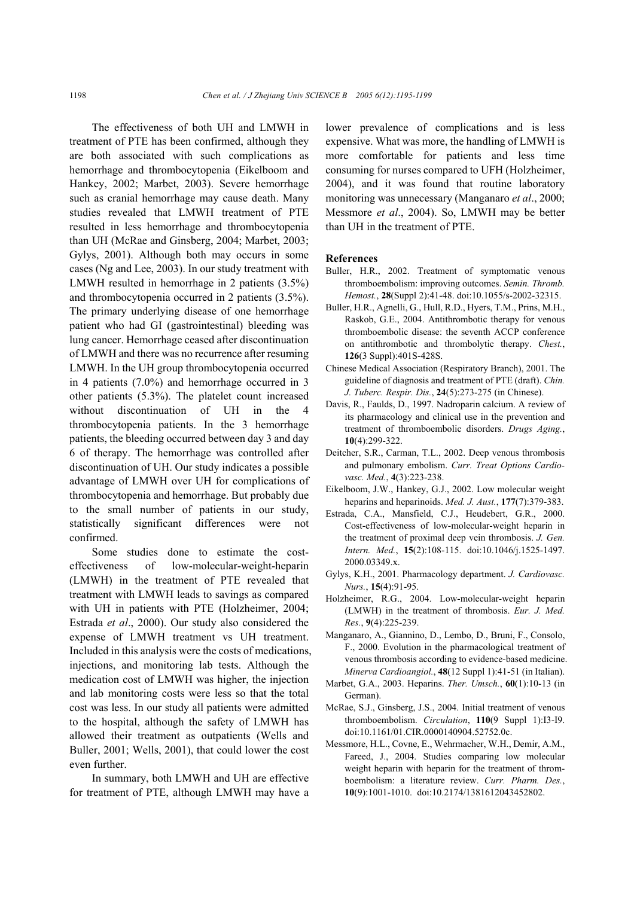The effectiveness of both UH and LMWH in treatment of PTE has been confirmed, although they are both associated with such complications as hemorrhage and thrombocytopenia (Eikelboom and Hankey, 2002; Marbet, 2003). Severe hemorrhage such as cranial hemorrhage may cause death. Many studies revealed that LMWH treatment of PTE resulted in less hemorrhage and thrombocytopenia than UH (McRae and Ginsberg, 2004; Marbet, 2003; Gylys, 2001). Although both may occurs in some cases (Ng and Lee, 2003). In our study treatment with LMWH resulted in hemorrhage in 2 patients (3.5%) and thrombocytopenia occurred in 2 patients (3.5%). The primary underlying disease of one hemorrhage patient who had GI (gastrointestinal) bleeding was lung cancer. Hemorrhage ceased after discontinuation of LMWH and there was no recurrence after resuming LMWH. In the UH group thrombocytopenia occurred in 4 patients (7.0%) and hemorrhage occurred in 3 other patients (5.3%). The platelet count increased without discontinuation of UH in the 4 thrombocytopenia patients. In the 3 hemorrhage patients, the bleeding occurred between day 3 and day 6 of therapy. The hemorrhage was controlled after discontinuation of UH. Our study indicates a possible advantage of LMWH over UH for complications of thrombocytopenia and hemorrhage. But probably due to the small number of patients in our study, statistically significant differences were not confirmed.

Some studies done to estimate the cost-effectiveness of low-molecular-weight-heparin (LMWH) in the treatment of PTE revealed that treatment with LMWH leads to savings as compared with UH in patients with PTE (Holzheimer, 2004; Estrada *et al*., 2000). Our study also considered the expense of LMWH treatment vs UH treatment. Included in this analysis were the costs of medications, injections, and monitoring lab tests. Although the medication cost of LMWH was higher, the injection and lab monitoring costs were less so that the total cost was less. In our study all patients were admitted to the hospital, although the safety of LMWH has allowed their treatment as outpatients (Wells and Buller, 2001; Wells, 2001), that could lower the cost even further.

In summary, both LMWH and UH are effective for treatment of PTE, although LMWH may have a lower prevalence of complications and is less expensive. What was more, the handling of LMWH is more comfortable for patients and less time consuming for nurses compared to UFH (Holzheimer, 2004), and it was found that routine laboratory monitoring was unnecessary (Manganaro *et al*., 2000; Messmore *et al*., 2004). So, LMWH may be better than UH in the treatment of PTE.

## References

Buller, H.R., 2002. Treatment of symptomatic venous thromboembolism: improving outcomes. *Semin. Thromb. Hemost.*, **28**(Suppl 2):41-48. doi:10.1055/s-2002-32315.

Buller, H.R., Agnelli, G., Hull, R.D., Hyers, T.M., Prins, M.H., Raskob, G.E., 2004. Antithrombotic therapy for venous thromboembolic disease: the seventh ACCP conference on antithrombotic and thrombolytic therapy. *Chest.*, **126**(3 Suppl):401S-428S.

Chinese Medical Association (Respiratory Branch), 2001. The guideline of diagnosis and treatment of PTE (draft). *Chin. J. Tuberc. Respir. Dis.*, **24**(5):273-275 (in Chinese).

Davis, R., Faulds, D., 1997. Nadroparin calcium. A review of its pharmacology and clinical use in the prevention and treatment of thromboembolic disorders. *Drugs Aging.*, **10**(4):299-322.

Deitcher, S.R., Carman, T.L., 2002. Deep venous thrombosis and pulmonary embolism. *Curr. Treat Options Cardiovasc. Med.*, **4**(3):223-238.

Eikelboom, J.W., Hankey, G.J., 2002. Low molecular weight heparins and heparinoids. *Med. J. Aust.*, **177**(7):379-383.

Estrada, C.A., Mansfield, C.J., Heudebert, G.R., 2000. Cost-effectiveness of low-molecular-weight heparin in the treatment of proximal deep vein thrombosis. *J. Gen. Intern. Med.*, **15**(2):108-115. doi:10.1046/j.1525-1497.2000.03349.x.

Gylys, K.H., 2001. Pharmacology department. *J. Cardiovasc. Nurs.*, **15**(4):91-95.

Holzheimer, R.G., 2004. Low-molecular-weight heparin (LMWH) in the treatment of thrombosis. *Eur. J. Med. Res.*, **9**(4):225-239.

Manganaro, A., Giannino, D., Lembo, D., Bruni, F., Consolo, F., 2000. Evolution in the pharmacological treatment of venous thrombosis according to evidence-based medicine. *Minerva Cardioangiol.*, **48**(12 Suppl 1):41-51 (in Italian).

Marbet, G.A., 2003. Heparins. *Ther. Umsch.*, **60**(1):10-13 (in German).

McRae, S.J., Ginsberg, J.S., 2004. Initial treatment of venous thromboembolism. *Circulation*, **110**(9 Suppl 1):I3-I9. doi:10.1161/01.CIR.0000140904.52752.0c.

Messmore, H.L., Covne, E., Wehrmacher, W.H., Demir, A.M., Fareed, J., 2004. Studies comparing low molecular weight heparin with heparin for the treatment of thromboembolism: a literature review. *Curr. Pharm. Des.*, **10**(9):1001-1010. doi:10.2174/1381612043452802.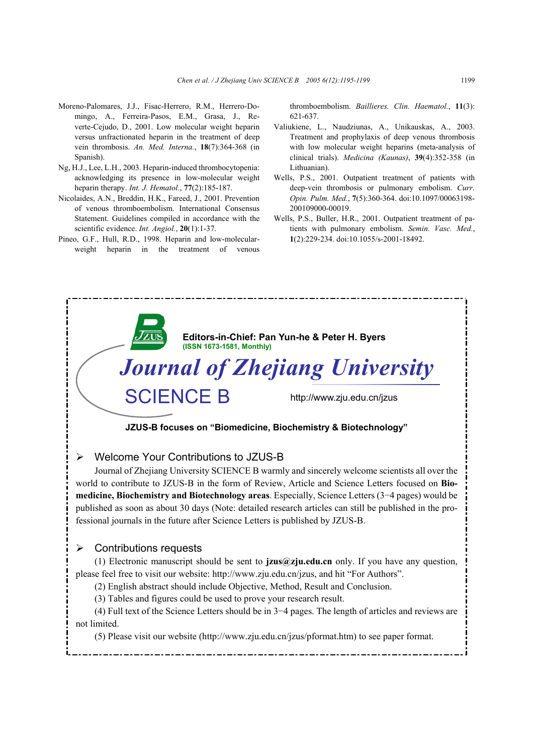Moreno-Palomares, J.J., Fisac-Herrero, R.M., Herrero-Domingo, A., Ferreira-Pasos, E.M., Grasa, J., Reverte-Cejudo, D., 2001. Low molecular weight heparin versus unfractionated heparin in the treatment of deep vein thrombosis. *An. Med. Interna.*, **18**(7):364-368 (in Spanish).

Ng, H.J., Lee, L.H., 2003. Heparin-induced thrombocytopenia: acknowledging its presence in low-molecular weight heparin therapy. *Int. J. Hematol.*, **77**(2):185-187.

Nicolaides, A.N., Breddin, H.K., Fareed, J., 2001. Prevention of venous thromboembolism. International Consensus Statement. Guidelines compiled in accordance with the scientific evidence. *Int. Angiol.*, **20**(1):1-37.

Pineo, G.F., Hull, R.D., 1998. Heparin and low-molecular-weight heparin in the treatment of venous thromboembolism. *Baillieres. Clin. Haematol.*, **11**(3): 621-637.

Valiukiene, L., Naudziunas, A., Unikauskas, A., 2003. Treatment and prophylaxis of deep venous thrombosis with low molecular weight heparins (meta-analysis of clinical trials). *Medicina (Kaunas)*, **39**(4):352-358 (in Lithuanian).

Wells, P.S., 2001. Outpatient treatment of patients with deep-vein thrombosis or pulmonary embolism. *Curr. Opin. Pulm. Med.*, **7**(5):360-364. doi:10.1097/00063198-200109000-00019.

Wells, P.S., Buller, H.R., 2001. Outpatient treatment of patients with pulmonary embolism. *Semin. Vasc. Med.*, **1**(2):229-234. doi:10.1055/s-2001-18492.

---

JZUS

**Editors-in-Chief: Pan Yun-he & Peter H. Byers**
**(ISSN 1673-1581, Monthly)**

# *Journal of Zhejiang University* SCIENCE B

http://www.zju.edu.cn/jzus

**JZUS-B focuses on "Biomedicine, Biochemistry & Biotechnology"**

## Welcome Your Contributions to JZUS-B

Journal of Zhejiang University SCIENCE B warmly and sincerely welcome scientists all over the world to contribute to JZUS-B in the form of Review, Article and Science Letters focused on **Biomedicine, Biochemistry and Biotechnology areas**. Especially, Science Letters (3−4 pages) would be published as soon as about 30 days (Note: detailed research articles can still be published in the professional journals in the future after Science Letters is published by JZUS-B.

## Contributions requests

(1) Electronic manuscript should be sent to **jzus@zju.edu.cn** only. If you have any question, please feel free to visit our website: http://www.zju.edu.cn/jzus, and hit "For Authors".

(2) English abstract should include Objective, Method, Result and Conclusion.

(3) Tables and figures could be used to prove your research result.

(4) Full text of the Science Letters should be in 3−4 pages. The length of articles and reviews are not limited.

(5) Please visit our website (http://www.zju.edu.cn/jzus/pformat.htm) to see paper format.